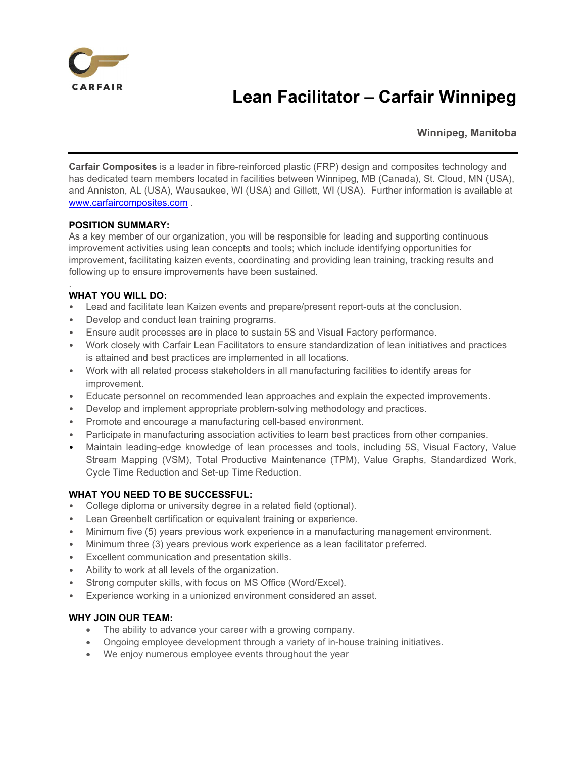CARFAIR

# Lean Facilitator – Carfair Winnipeg

**Winnipeg, Manitoba**

---

**Carfair Composites** is a leader in fibre-reinforced plastic (FRP) design and composites technology and has dedicated team members located in facilities between Winnipeg, MB (Canada), St. Cloud, MN (USA), and Anniston, AL (USA), Wausaukee, WI (USA) and Gillett, WI (USA). Further information is available at www.carfaircomposites.com .

**POSITION SUMMARY:**
As a key member of our organization, you will be responsible for leading and supporting continuous improvement activities using lean concepts and tools; which include identifying opportunities for improvement, facilitating kaizen events, coordinating and providing lean training, tracking results and following up to ensure improvements have been sustained.

.

**WHAT YOU WILL DO:**

- Lead and facilitate lean Kaizen events and prepare/present report-outs at the conclusion.
- Develop and conduct lean training programs.
- Ensure audit processes are in place to sustain 5S and Visual Factory performance.
- Work closely with Carfair Lean Facilitators to ensure standardization of lean initiatives and practices is attained and best practices are implemented in all locations.
- Work with all related process stakeholders in all manufacturing facilities to identify areas for improvement.
- Educate personnel on recommended lean approaches and explain the expected improvements.
- Develop and implement appropriate problem-solving methodology and practices.
- Promote and encourage a manufacturing cell-based environment.
- Participate in manufacturing association activities to learn best practices from other companies.
- Maintain leading-edge knowledge of lean processes and tools, including 5S, Visual Factory, Value Stream Mapping (VSM), Total Productive Maintenance (TPM), Value Graphs, Standardized Work, Cycle Time Reduction and Set-up Time Reduction.

**WHAT YOU NEED TO BE SUCCESSFUL:**

- College diploma or university degree in a related field (optional).
- Lean Greenbelt certification or equivalent training or experience.
- Minimum five (5) years previous work experience in a manufacturing management environment.
- Minimum three (3) years previous work experience as a lean facilitator preferred.
- Excellent communication and presentation skills.
- Ability to work at all levels of the organization.
- Strong computer skills, with focus on MS Office (Word/Excel).
- Experience working in a unionized environment considered an asset.

**WHY JOIN OUR TEAM:**

- The ability to advance your career with a growing company.
- Ongoing employee development through a variety of in-house training initiatives.
- We enjoy numerous employee events throughout the year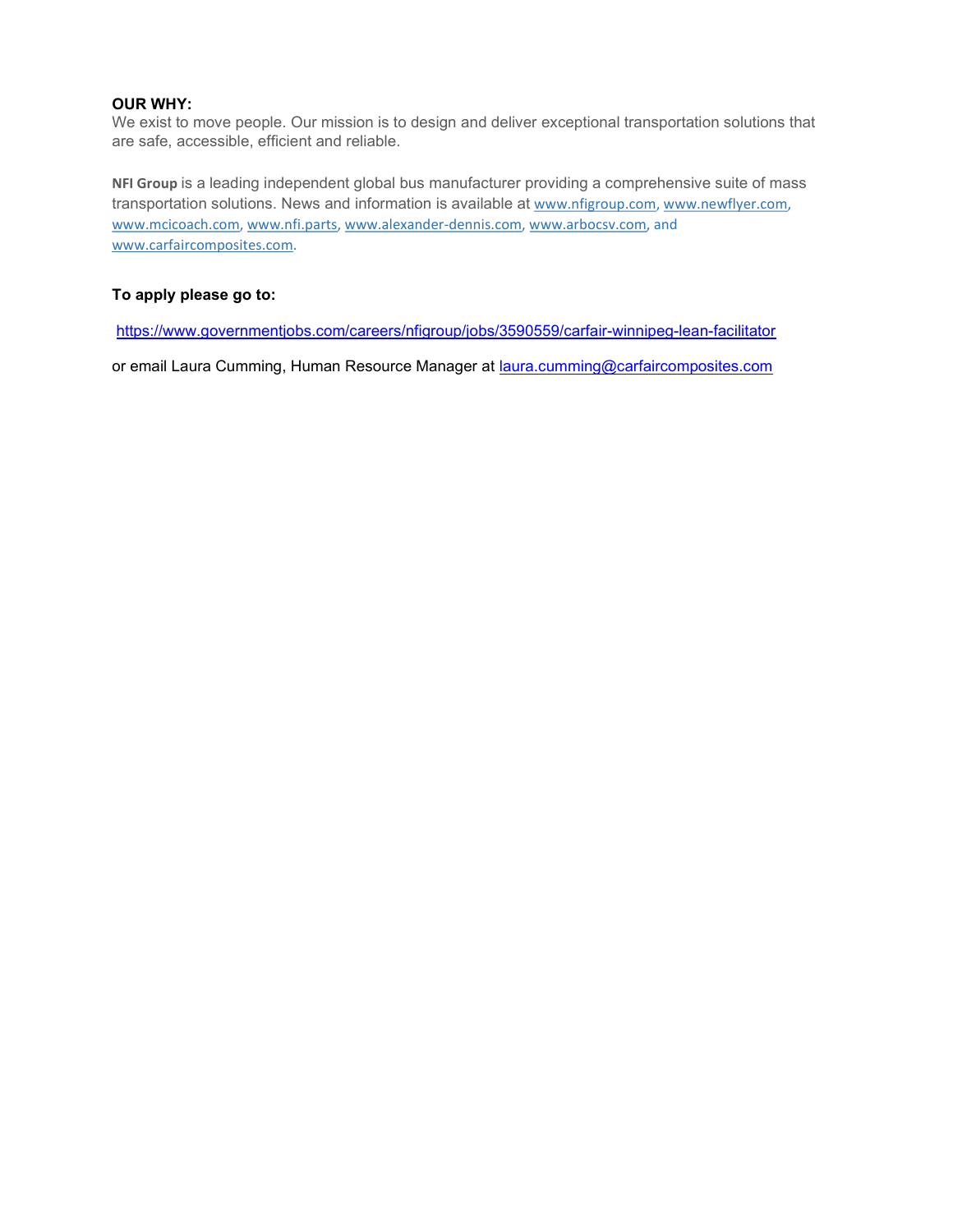**OUR WHY:**
We exist to move people. Our mission is to design and deliver exceptional transportation solutions that are safe, accessible, efficient and reliable.

**NFI Group** is a leading independent global bus manufacturer providing a comprehensive suite of mass transportation solutions. News and information is available at www.nfigroup.com, www.newflyer.com, www.mcicoach.com, www.nfi.parts, www.alexander-dennis.com, www.arbocsv.com, and www.carfaircomposites.com.

**To apply please go to:**

https://www.governmentjobs.com/careers/nfigroup/jobs/3590559/carfair-winnipeg-lean-facilitator

or email Laura Cumming, Human Resource Manager at laura.cumming@carfaircomposites.com